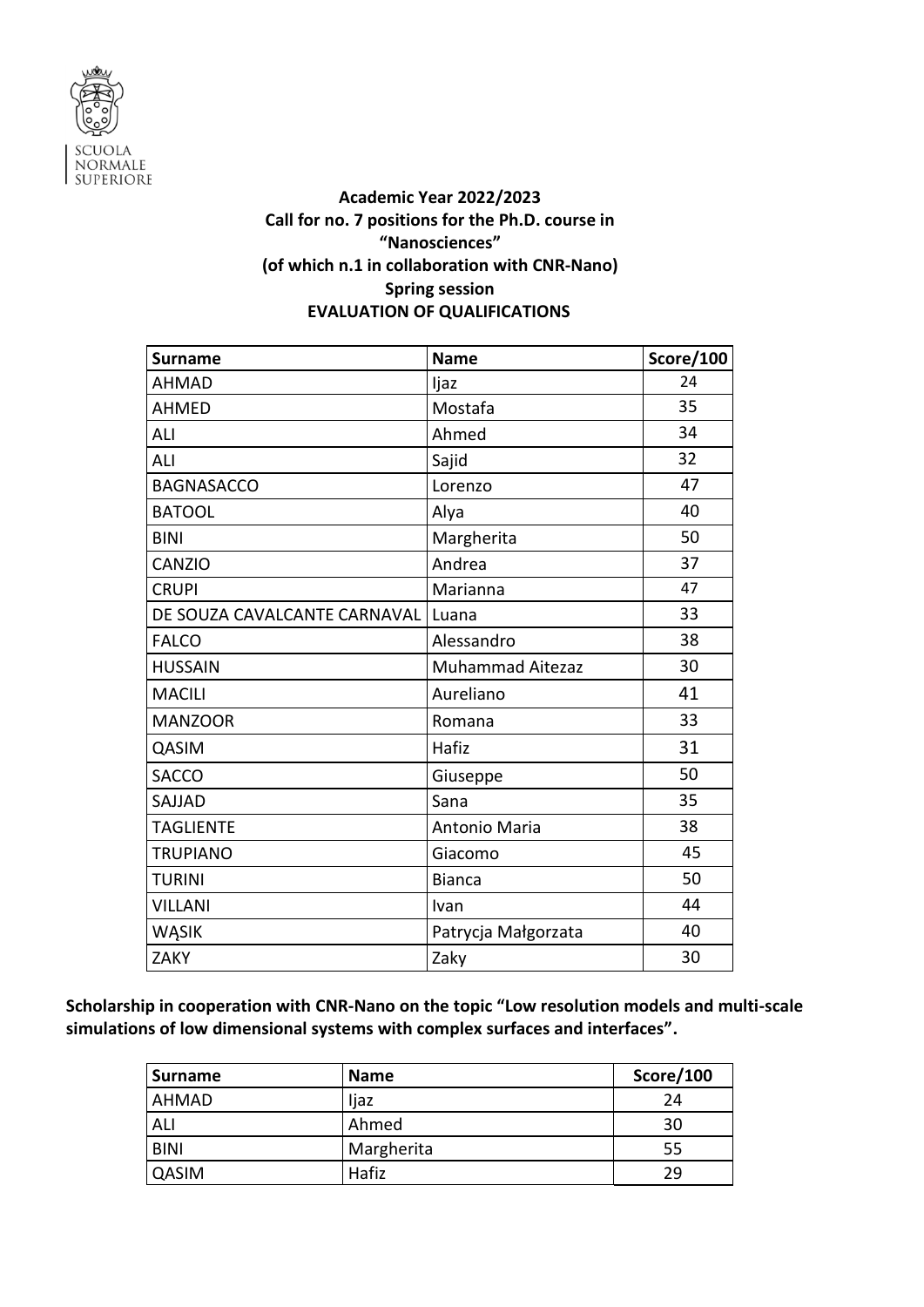SCUOLA NORMALE SUPERIORE

**Academic Year 2022/2023**
**Call for no. 7 positions for the Ph.D. course in**
**“Nanosciences”**
**(of which n.1 in collaboration with CNR-Nano)**
**Spring session**
**EVALUATION OF QUALIFICATIONS**

| Surname | Name | Score/100 |
|---|---|---|
| AHMAD | Ijaz | 24 |
| AHMED | Mostafa | 35 |
| ALI | Ahmed | 34 |
| ALI | Sajid | 32 |
| BAGNASACCO | Lorenzo | 47 |
| BATOOL | Alya | 40 |
| BINI | Margherita | 50 |
| CANZIO | Andrea | 37 |
| CRUPI | Marianna | 47 |
| DE SOUZA CAVALCANTE CARNAVAL | Luana | 33 |
| FALCO | Alessandro | 38 |
| HUSSAIN | Muhammad Aitezaz | 30 |
| MACILI | Aureliano | 41 |
| MANZOOR | Romana | 33 |
| QASIM | Hafiz | 31 |
| SACCO | Giuseppe | 50 |
| SAJJAD | Sana | 35 |
| TAGLIENTE | Antonio Maria | 38 |
| TRUPIANO | Giacomo | 45 |
| TURINI | Bianca | 50 |
| VILLANI | Ivan | 44 |
| WĄSIK | Patrycja Małgorzata | 40 |
| ZAKY | Zaky | 30 |

**Scholarship in cooperation with CNR-Nano on the topic “Low resolution models and multi-scale simulations of low dimensional systems with complex surfaces and interfaces”.**

| Surname | Name | Score/100 |
|---|---|---|
| AHMAD | Ijaz | 24 |
| ALI | Ahmed | 30 |
| BINI | Margherita | 55 |
| QASIM | Hafiz | 29 |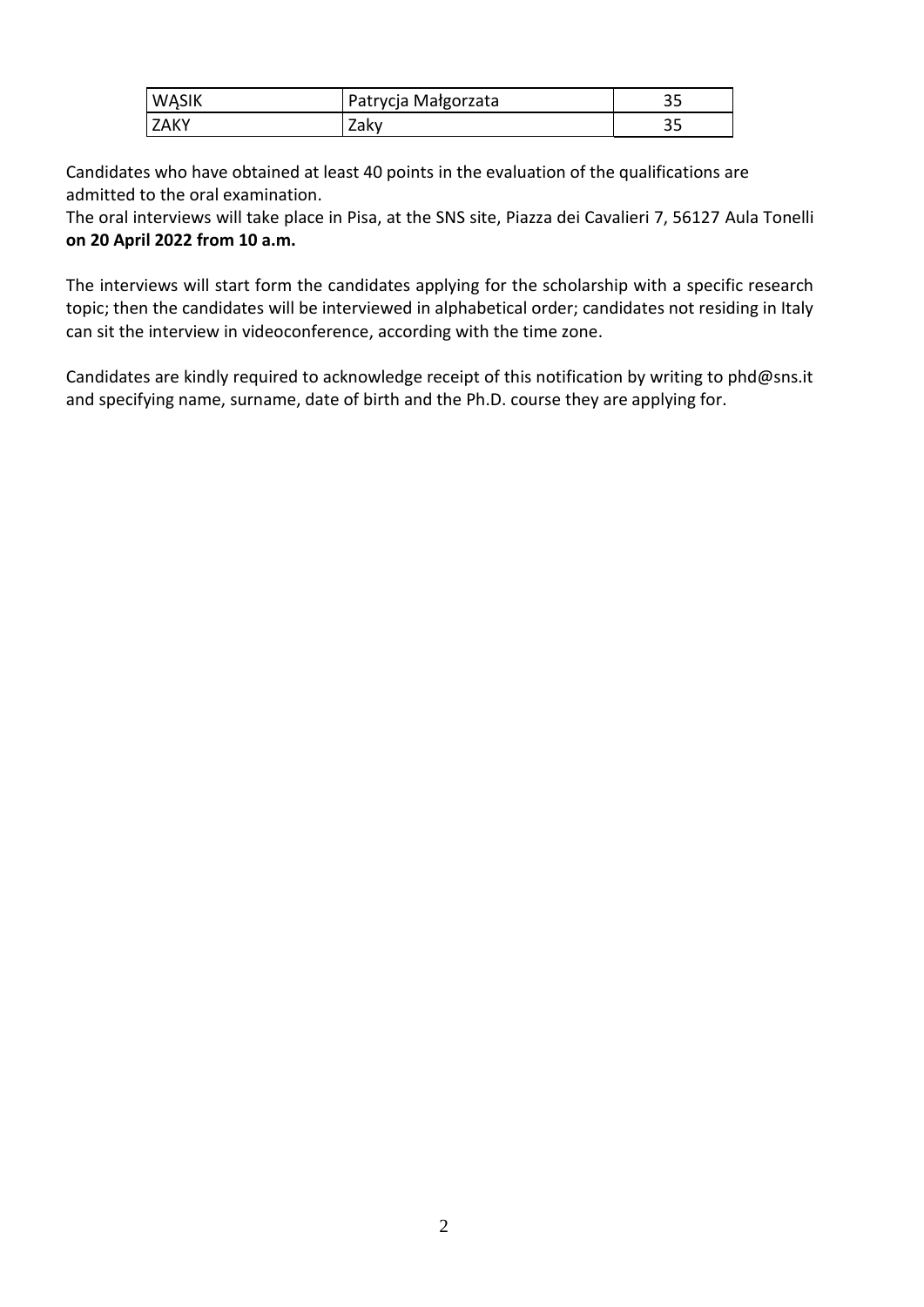| | | |
|---|---|---|
| WĄSIK | Patrycja Małgorzata | 35 |
| ZAKY | Zaky | 35 |

Candidates who have obtained at least 40 points in the evaluation of the qualifications are admitted to the oral examination.
The oral interviews will take place in Pisa, at the SNS site, Piazza dei Cavalieri 7, 56127 Aula Tonelli **on 20 April 2022 from 10 a.m.**

The interviews will start form the candidates applying for the scholarship with a specific research topic; then the candidates will be interviewed in alphabetical order; candidates not residing in Italy can sit the interview in videoconference, according with the time zone.

Candidates are kindly required to acknowledge receipt of this notification by writing to phd@sns.it and specifying name, surname, date of birth and the Ph.D. course they are applying for.